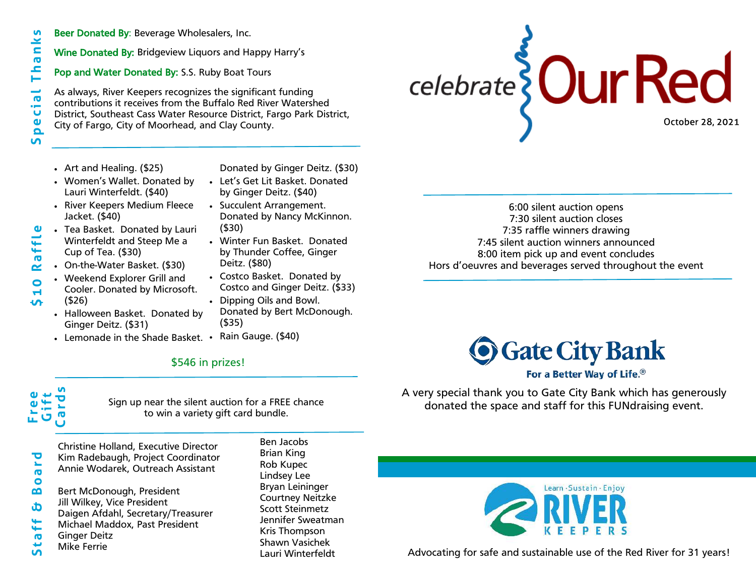## Special Thanks

**Beer Donated By**: Beverage Wholesalers, Inc.

**Wine Donated By:** Bridgeview Liquors and Happy Harry's

**Pop and Water Donated By:** S.S. Ruby Boat Tours

As always, River Keepers recognizes the significant funding contributions it receives from the Buffalo Red River Watershed District, Southeast Cass Water Resource District, Fargo Park District, City of Fargo, City of Moorhead, and Clay County.

## $10 Raffle

- Art and Healing. ($25)
- Women's Wallet. Donated by Lauri Winterfeldt. ($40)
- River Keepers Medium Fleece Jacket. ($40)
- Tea Basket. Donated by Lauri Winterfeldt and Steep Me a Cup of Tea. ($30)
- On-the-Water Basket. ($30)
- Weekend Explorer Grill and Cooler. Donated by Microsoft. ($26)
- Halloween Basket. Donated by Ginger Deitz. ($31)
- Lemonade in the Shade Basket. Donated by Ginger Deitz. ($30)
- Let's Get Lit Basket. Donated by Ginger Deitz. ($40)
- Succulent Arrangement. Donated by Nancy McKinnon. ($30)
- Winter Fun Basket. Donated by Thunder Coffee, Ginger Deitz. ($80)
- Costco Basket. Donated by Costco and Ginger Deitz. ($33)
- Dipping Oils and Bowl. Donated by Bert McDonough. ($35)
- Rain Gauge. ($40)

$546 in prizes!

## Free Gift Cards

Sign up near the silent auction for a FREE chance to win a variety gift card bundle.

## Staff & Board

Christine Holland, Executive Director
Kim Radebaugh, Project Coordinator
Annie Wodarek, Outreach Assistant

Bert McDonough, President
Jill Wilkey, Vice President
Daigen Afdahl, Secretary/Treasurer
Michael Maddox, Past President
Ginger Deitz
Mike Ferrie
Ben Jacobs
Brian King
Rob Kupec
Lindsey Lee
Bryan Leininger
Courtney Neitzke
Scott Steinmetz
Jennifer Sweatman
Kris Thompson
Shawn Vasichek
Lauri Winterfeldt

# celebrate Our Red

October 28, 2021

6:00 silent auction opens
7:30 silent auction closes
7:35 raffle winners drawing
7:45 silent auction winners announced
8:00 item pick up and event concludes
Hors d'oeuvres and beverages served throughout the event

**Gate City Bank**
For a Better Way of Life.®

A very special thank you to Gate City Bank which has generously donated the space and staff for this FUNdraising event.

Learn · Sustain · Enjoy
**RIVER KEEPERS**

Advocating for safe and sustainable use of the Red River for 31 years!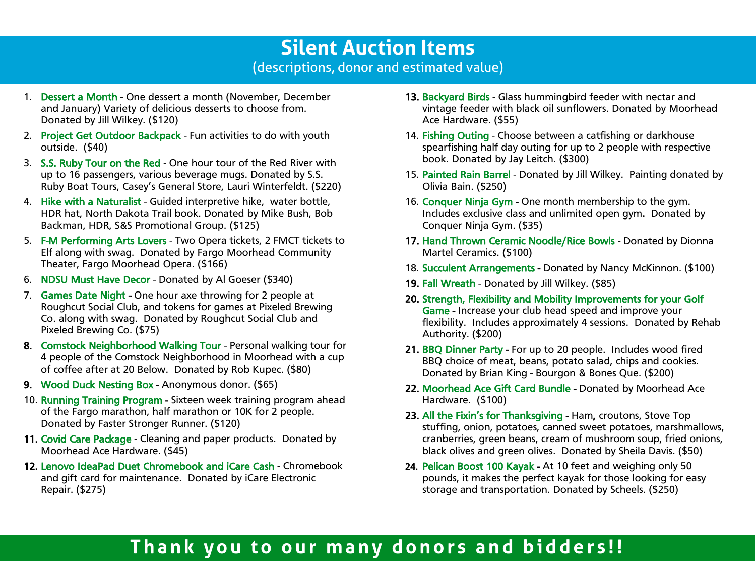# Silent Auction Items

(descriptions, donor and estimated value)

1. **Dessert a Month** - One dessert a month (November, December and January) Variety of delicious desserts to choose from. Donated by Jill Wilkey. ($120)
2. **Project Get Outdoor Backpack** - Fun activities to do with youth outside. ($40)
3. **S.S. Ruby Tour on the Red** - One hour tour of the Red River with up to 16 passengers, various beverage mugs. Donated by S.S. Ruby Boat Tours, Casey's General Store, Lauri Winterfeldt. ($220)
4. **Hike with a Naturalist** - Guided interpretive hike, water bottle, HDR hat, North Dakota Trail book. Donated by Mike Bush, Bob Backman, HDR, S&S Promotional Group. ($125)
5. **F-M Performing Arts Lovers** - Two Opera tickets, 2 FMCT tickets to Elf along with swag. Donated by Fargo Moorhead Community Theater, Fargo Moorhead Opera. ($166)
6. **NDSU Must Have Decor** - Donated by Al Goeser ($340)
7. **Games Date Night** - One hour axe throwing for 2 people at Roughcut Social Club, and tokens for games at Pixeled Brewing Co. along with swag. Donated by Roughcut Social Club and Pixeled Brewing Co. ($75)
8. **Comstock Neighborhood Walking Tour** - Personal walking tour for 4 people of the Comstock Neighborhood in Moorhead with a cup of coffee after at 20 Below. Donated by Rob Kupec. ($80)
9. **Wood Duck Nesting Box** - Anonymous donor. ($65)
10. **Running Training Program** - Sixteen week training program ahead of the Fargo marathon, half marathon or 10K for 2 people. Donated by Faster Stronger Runner. ($120)
11. **Covid Care Package** - Cleaning and paper products. Donated by Moorhead Ace Hardware. ($45)
12. **Lenovo IdeaPad Duet Chromebook and iCare Cash** - Chromebook and gift card for maintenance. Donated by iCare Electronic Repair. ($275)
13. **Backyard Birds** - Glass hummingbird feeder with nectar and vintage feeder with black oil sunflowers. Donated by Moorhead Ace Hardware. ($55)
14. **Fishing Outing** - Choose between a catfishing or darkhouse spearfishing half day outing for up to 2 people with respective book. Donated by Jay Leitch. ($300)
15. **Painted Rain Barrel** - Donated by Jill Wilkey. Painting donated by Olivia Bain. ($250)
16. **Conquer Ninja Gym** - One month membership to the gym. Includes exclusive class and unlimited open gym. Donated by Conquer Ninja Gym. ($35)
17. **Hand Thrown Ceramic Noodle/Rice Bowls** - Donated by Dionna Martel Ceramics. ($100)
18. **Succulent Arrangements** - Donated by Nancy McKinnon. ($100)
19. **Fall Wreath** - Donated by Jill Wilkey. ($85)
20. **Strength, Flexibility and Mobility Improvements for your Golf Game** - Increase your club head speed and improve your flexibility. Includes approximately 4 sessions. Donated by Rehab Authority. ($200)
21. **BBQ Dinner Party** - For up to 20 people. Includes wood fired BBQ choice of meat, beans, potato salad, chips and cookies. Donated by Brian King - Bourgon & Bones Que. ($200)
22. **Moorhead Ace Gift Card Bundle** - Donated by Moorhead Ace Hardware. ($100)
23. **All the Fixin's for Thanksgiving** - Ham, croutons, Stove Top stuffing, onion, potatoes, canned sweet potatoes, marshmallows, cranberries, green beans, cream of mushroom soup, fried onions, black olives and green olives. Donated by Sheila Davis. ($50)
24. **Pelican Boost 100 Kayak** - At 10 feet and weighing only 50 pounds, it makes the perfect kayak for those looking for easy storage and transportation. Donated by Scheels. ($250)

**Thank you to our many donors and bidders!!**